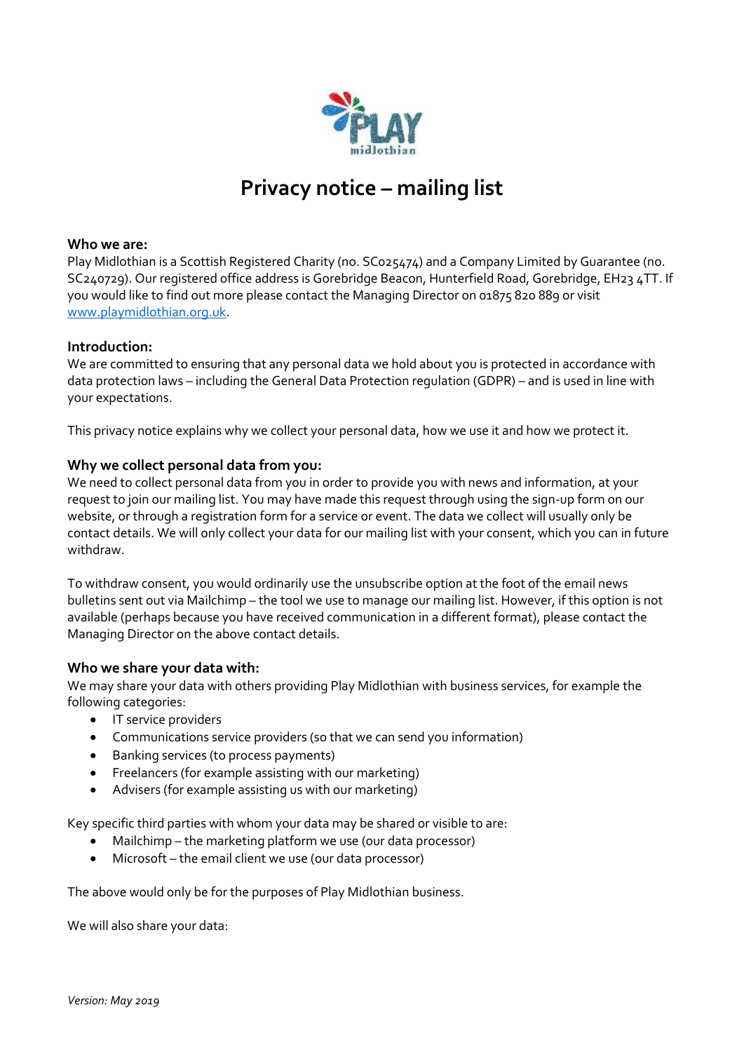# Privacy notice – mailing list

**Who we are:**
Play Midlothian is a Scottish Registered Charity (no. SC025474) and a Company Limited by Guarantee (no. SC240729). Our registered office address is Gorebridge Beacon, Hunterfield Road, Gorebridge, EH23 4TT. If you would like to find out more please contact the Managing Director on 01875 820 889 or visit www.playmidlothian.org.uk.

**Introduction:**
We are committed to ensuring that any personal data we hold about you is protected in accordance with data protection laws – including the General Data Protection regulation (GDPR) – and is used in line with your expectations.

This privacy notice explains why we collect your personal data, how we use it and how we protect it.

**Why we collect personal data from you:**
We need to collect personal data from you in order to provide you with news and information, at your request to join our mailing list. You may have made this request through using the sign-up form on our website, or through a registration form for a service or event. The data we collect will usually only be contact details. We will only collect your data for our mailing list with your consent, which you can in future withdraw.

To withdraw consent, you would ordinarily use the unsubscribe option at the foot of the email news bulletins sent out via Mailchimp – the tool we use to manage our mailing list. However, if this option is not available (perhaps because you have received communication in a different format), please contact the Managing Director on the above contact details.

**Who we share your data with:**
We may share your data with others providing Play Midlothian with business services, for example the following categories:

- IT service providers
- Communications service providers (so that we can send you information)
- Banking services (to process payments)
- Freelancers (for example assisting with our marketing)
- Advisers (for example assisting us with our marketing)

Key specific third parties with whom your data may be shared or visible to are:

- Mailchimp – the marketing platform we use (our data processor)
- Microsoft – the email client we use (our data processor)

The above would only be for the purposes of Play Midlothian business.

We will also share your data:

*Version: May 2019*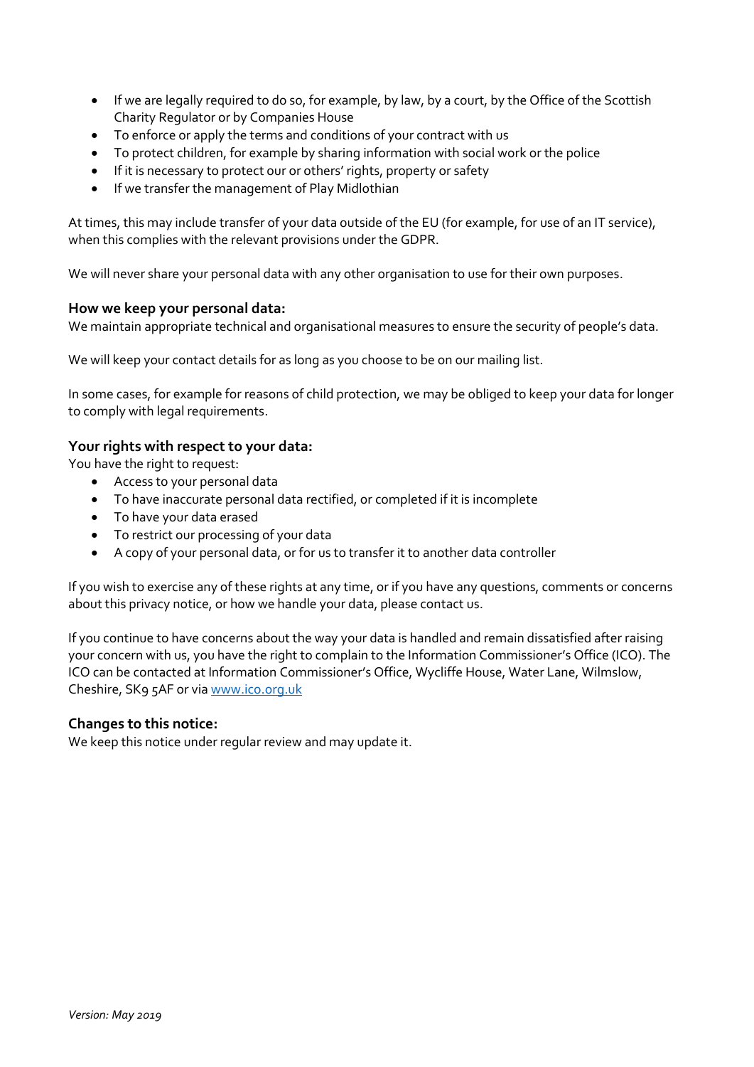- If we are legally required to do so, for example, by law, by a court, by the Office of the Scottish Charity Regulator or by Companies House
- To enforce or apply the terms and conditions of your contract with us
- To protect children, for example by sharing information with social work or the police
- If it is necessary to protect our or others' rights, property or safety
- If we transfer the management of Play Midlothian

At times, this may include transfer of your data outside of the EU (for example, for use of an IT service), when this complies with the relevant provisions under the GDPR.

We will never share your personal data with any other organisation to use for their own purposes.

### How we keep your personal data:

We maintain appropriate technical and organisational measures to ensure the security of people's data.

We will keep your contact details for as long as you choose to be on our mailing list.

In some cases, for example for reasons of child protection, we may be obliged to keep your data for longer to comply with legal requirements.

### Your rights with respect to your data:

You have the right to request:

- Access to your personal data
- To have inaccurate personal data rectified, or completed if it is incomplete
- To have your data erased
- To restrict our processing of your data
- A copy of your personal data, or for us to transfer it to another data controller

If you wish to exercise any of these rights at any time, or if you have any questions, comments or concerns about this privacy notice, or how we handle your data, please contact us.

If you continue to have concerns about the way your data is handled and remain dissatisfied after raising your concern with us, you have the right to complain to the Information Commissioner's Office (ICO). The ICO can be contacted at Information Commissioner's Office, Wycliffe House, Water Lane, Wilmslow, Cheshire, SK9 5AF or via [www.ico.org.uk](http://www.ico.org.uk)

### Changes to this notice:

We keep this notice under regular review and may update it.

*Version: May 2019*